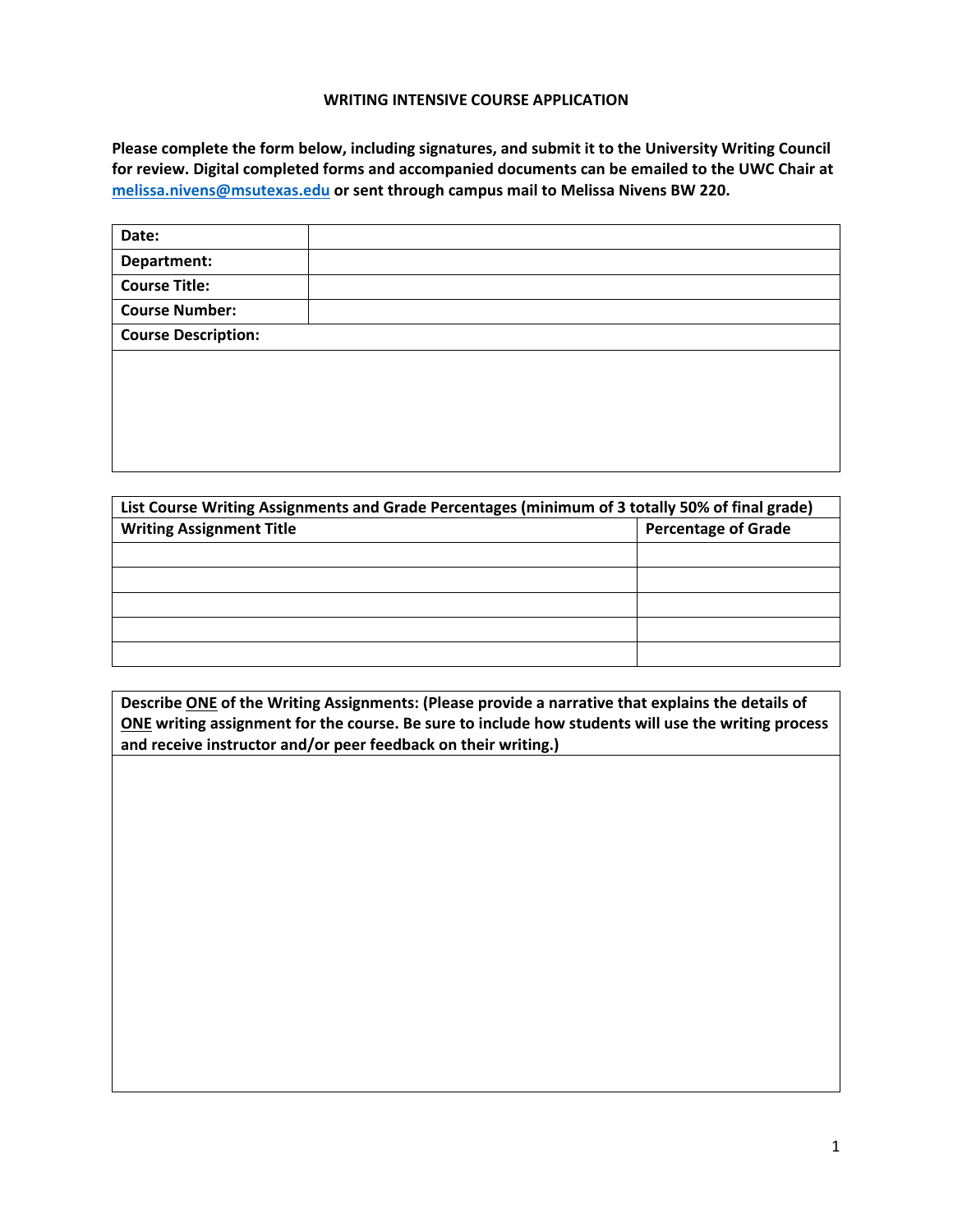**WRITING INTENSIVE COURSE APPLICATION**

**Please complete the form below, including signatures, and submit it to the University Writing Council for review. Digital completed forms and accompanied documents can be emailed to the UWC Chair at [melissa.nivens@msutexas.edu](mailto:melissa.nivens@msutexas.edu) or sent through campus mail to Melissa Nivens BW 220.**

| | |
|---|---|
| **Date:** | |
| **Department:** | |
| **Course Title:** | |
| **Course Number:** | |
| **Course Description:** | |
| | |

| **List Course Writing Assignments and Grade Percentages (minimum of 3 totally 50% of final grade)** | |
|---|---|
| **Writing Assignment Title** | **Percentage of Grade** |
| | |
| | |
| | |
| | |
| | |

| **Describe <u>ONE</u> of the Writing Assignments: (Please provide a narrative that explains the details of <u>ONE</u> writing assignment for the course. Be sure to include how students will use the writing process and receive instructor and/or peer feedback on their writing.)** |
|---|
| |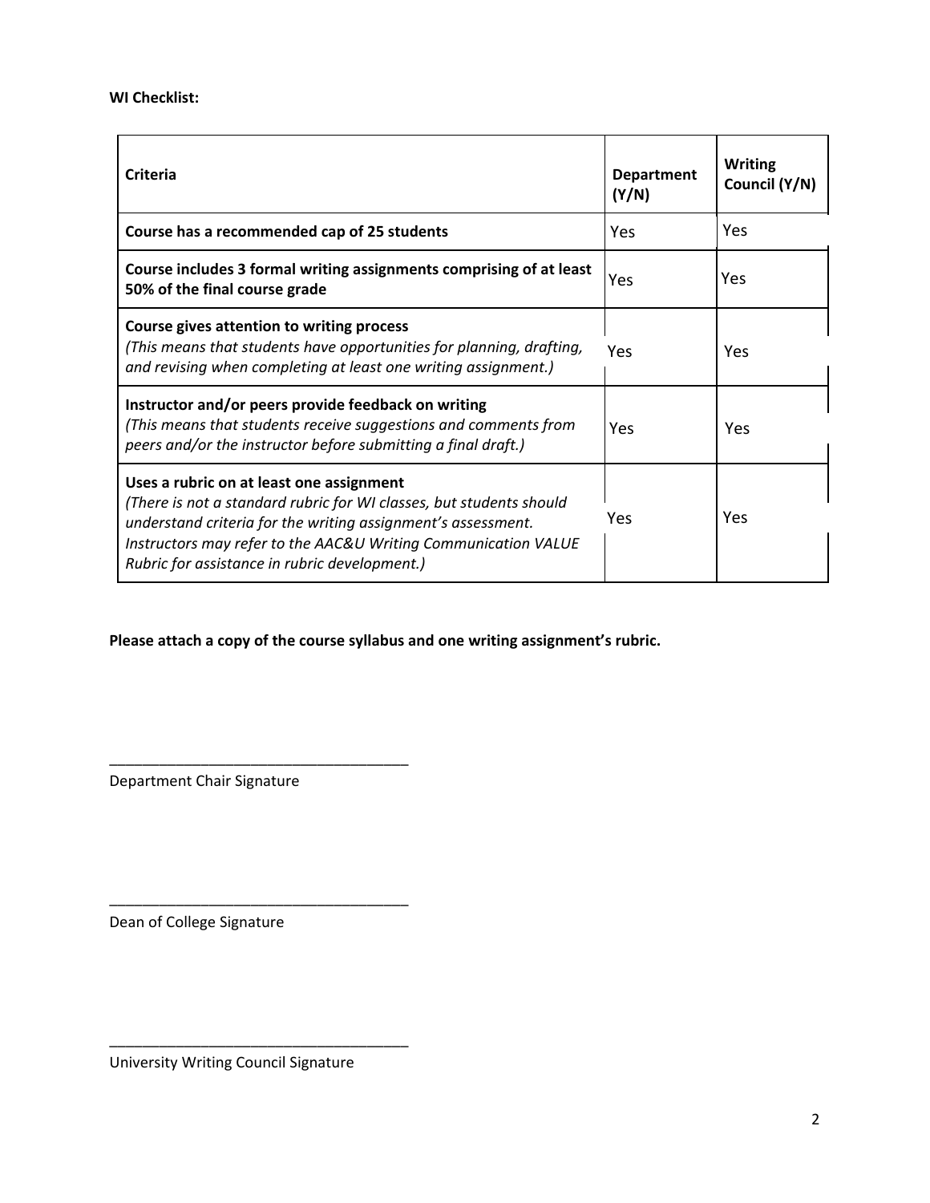**WI Checklist:**

| Criteria | Department (Y/N) | Writing Council (Y/N) |
|---|---|---|
| **Course has a recommended cap of 25 students** | Yes | Yes |
| **Course includes 3 formal writing assignments comprising of at least 50% of the final course grade** | Yes | Yes |
| **Course gives attention to writing process** *(This means that students have opportunities for planning, drafting, and revising when completing at least one writing assignment.)* | Yes | Yes |
| **Instructor and/or peers provide feedback on writing** *(This means that students receive suggestions and comments from peers and/or the instructor before submitting a final draft.)* | Yes | Yes |
| **Uses a rubric on at least one assignment** *(There is not a standard rubric for WI classes, but students should understand criteria for the writing assignment's assessment. Instructors may refer to the AAC&U Writing Communication VALUE Rubric for assistance in rubric development.)* | Yes | Yes |

**Please attach a copy of the course syllabus and one writing assignment's rubric.**

_____________________________________

Department Chair Signature

_____________________________________

Dean of College Signature

_____________________________________

University Writing Council Signature